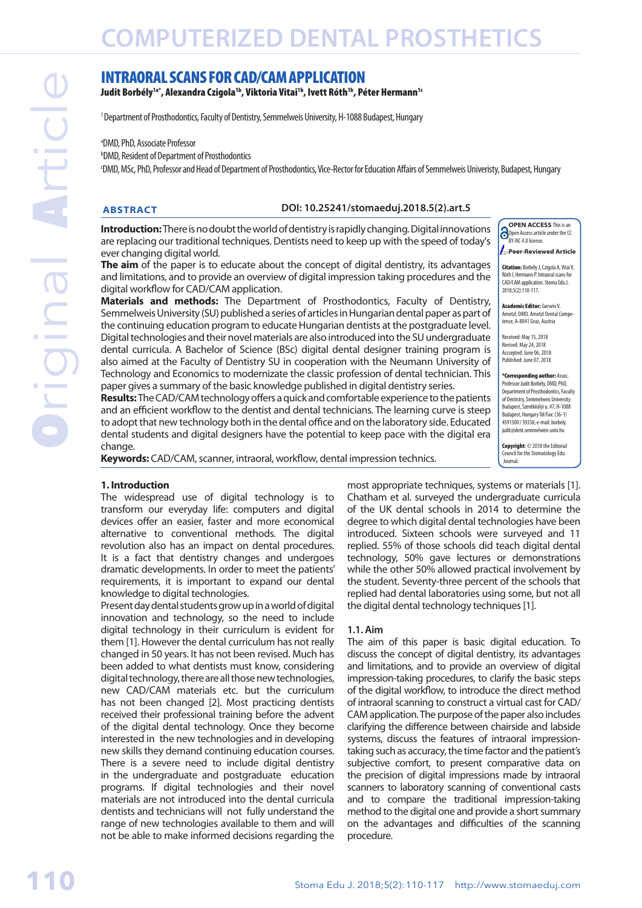# INTRAORAL SCANS FOR CAD/CAM APPLICATION

**Judit Borbély[1a*], Alexandra Czigola[1b], Viktoria Vitai[1b], Ivett Róth[1b], Péter Hermann[1c]**

[1] Department of Prosthodontics, Faculty of Dentistry, Semmelweis University, H-1088 Budapest, Hungary

[a] DMD, PhD, Associate Professor
[b] DMD, Resident of Department of Prosthodontics
[c] DMD, MSc, PhD, Professor and Head of Department of Prosthodontics, Vice-Rector for Education Affairs of Semmelweis Univeristy, Budapest, Hungary

## ABSTRACT

DOI: 10.25241/stomaeduj.2018.5(2).art.5

**Introduction:** There is no doubt the world of dentistry is rapidly changing. Digital innovations are replacing our traditional techniques. Dentists need to keep up with the speed of today's ever changing digital world.
**The aim** of the paper is to educate about the concept of digital dentistry, its advantages and limitations, and to provide an overview of digital impression taking procedures and the digital workflow for CAD/CAM application.
**Materials and methods:** The Department of Prosthodontics, Faculty of Dentistry, Semmelweis University (SU) published a series of articles in Hungarian dental paper as part of the continuing education program to educate Hungarian dentists at the postgraduate level. Digital technologies and their novel materials are also introduced into the SU undergraduate dental curricula. A Bachelor of Science (BSc) digital dental designer training program is also aimed at the Faculty of Dentistry SU in cooperation with the Neumann University of Technology and Economics to modernizate the classic profession of dental technician. This paper gives a summary of the basic knowledge published in digital dentistry series.
**Results:** The CAD/CAM technology offers a quick and comfortable experience to the patients and an efficient workflow to the dentist and dental technicians. The learning curve is steep to adopt that new technology both in the dental office and on the laboratory side. Educated dental students and digital designers have the potential to keep pace with the digital era change.
**Keywords:** CAD/CAM, scanner, intraoral, workflow, dental impression technics.

**OPEN ACCESS** This is an Open Access article under the CC BY-NC 4.0 license.

**Peer-Reviewed Article**

**Citation:** Borbély J, Czigola A, Vitai V, Róth I, Hermann P. Intraoral scans for CAD/CAM application. Stoma Edu J. 2018;5(2):110-117.

**Academic Editor:** Gerwin V. Arnetzl, DMD, Arnetzl Dental Competence, A-8041 Graz, Austria

Received: May 15, 2018
Revised: May 24, 2018
Accepted: June 06, 2018
Published: June 07, 2018

**\*Corresponding author:** Assoc. Professor Judit Borbély, DMD, PhD, Department of Prosthodontics, Faculty of Dentistry, Semmelweis University Budapest, Szentkirályi u. 47, H-1088 Budapest, Hungary Tel/Fax: (36-1) 4591500 / 59338, e-mail: borbely.judit@dent.semmelweis-univ.hu

**Copyright**: © 2018 the Editorial Council for the Stomatology Edu Journal.

## 1. Introduction

The widespread use of digital technology is to transform our everyday life: computers and digital devices offer an easier, faster and more economical alternative to conventional methods. The digital revolution also has an impact on dental procedures. It is a fact that dentistry changes and undergoes dramatic developments. In order to meet the patients' requirements, it is important to expand our dental knowledge to digital technologies.
Present day dental students grow up in a world of digital innovation and technology, so the need to include digital technology in their curriculum is evident for them [1]. However the dental curriculum has not really changed in 50 years. It has not been revised. Much has been added to what dentists must know, considering digital technology, there are all those new technologies, new CAD/CAM materials etc. but the curriculum has not been changed [2]. Most practicing dentists received their professional training before the advent of the digital dental technology. Once they become interested in the new technologies and in developing new skills they demand continuing education courses. There is a severe need to include digital dentistry in the undergraduate and postgraduate education programs. If digital technologies and their novel materials are not introduced into the dental curricula dentists and technicians will not fully understand the range of new technologies available to them and will not be able to make informed decisions regarding the most appropriate techniques, systems or materials [1]. Chatham et al. surveyed the undergraduate curricula of the UK dental schools in 2014 to determine the degree to which digital dental technologies have been introduced. Sixteen schools were surveyed and 11 replied. 55% of those schools did teach digital dental technology, 50% gave lectures or demonstrations while the other 50% allowed practical involvement by the student. Seventy-three percent of the schools that replied had dental laboratories using some, but not all the digital dental technology techniques [1].

### 1.1. Aim

The aim of this paper is basic digital education. To discuss the concept of digital dentistry, its advantages and limitations, and to provide an overview of digital impression-taking procedures, to clarify the basic steps of the digital workflow, to introduce the direct method of intraoral scanning to construct a virtual cast for CAD/CAM application. The purpose of the paper also includes clarifying the difference between chairside and labside systems, discuss the features of intraoral impression-taking such as accuracy, the time factor and the patient's subjective comfort, to present comparative data on the precision of digital impressions made by intraoral scanners to laboratory scanning of conventional casts and to compare the traditional impression-taking method to the digital one and provide a short summary on the advantages and difficulties of the scanning procedure.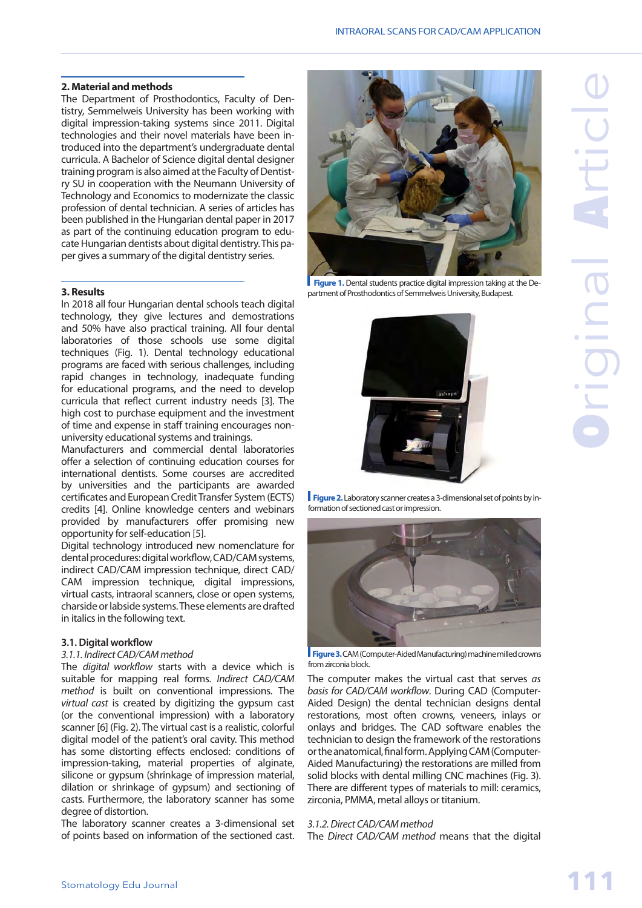## 2. Material and methods

The Department of Prosthodontics, Faculty of Dentistry, Semmelweis University has been working with digital impression-taking systems since 2011. Digital technologies and their novel materials have been introduced into the department's undergraduate dental curricula. A Bachelor of Science digital dental designer training program is also aimed at the Faculty of Dentistry SU in cooperation with the Neumann University of Technology and Economics to modernizate the classic profession of dental technician. A series of articles has been published in the Hungarian dental paper in 2017 as part of the continuing education program to educate Hungarian dentists about digital dentistry. This paper gives a summary of the digital dentistry series.

## 3. Results

In 2018 all four Hungarian dental schools teach digital technology, they give lectures and demostrations and 50% have also practical training. All four dental laboratories of those schools use some digital techniques (Fig. 1). Dental technology educational programs are faced with serious challenges, including rapid changes in technology, inadequate funding for educational programs, and the need to develop curricula that reflect current industry needs [3]. The high cost to purchase equipment and the investment of time and expense in staff training encourages non-university educational systems and trainings.

Manufacturers and commercial dental laboratories offer a selection of continuing education courses for international dentists. Some courses are accredited by universities and the participants are awarded certificates and European Credit Transfer System (ECTS) credits [4]. Online knowledge centers and webinars provided by manufacturers offer promising new opportunity for self-education [5].

Digital technology introduced new nomenclature for dental procedures: digital workflow, CAD/CAM systems, indirect CAD/CAM impression technique, direct CAD/CAM impression technique, digital impressions, virtual casts, intraoral scanners, close or open systems, charside or labside systems. These elements are drafted in italics in the following text.

### 3.1. Digital workflow

*3.1.1. Indirect CAD/CAM method*

The *digital workflow* starts with a device which is suitable for mapping real forms. *Indirect CAD/CAM method* is built on conventional impressions. The *virtual cast* is created by digitizing the gypsum cast (or the conventional impression) with a laboratory scanner [6] (Fig. 2). The virtual cast is a realistic, colorful digital model of the patient's oral cavity. This method has some distorting effects enclosed: conditions of impression-taking, material properties of alginate, silicone or gypsum (shrinkage of impression material, dilation or shrinkage of gypsum) and sectioning of casts. Furthermore, the laboratory scanner has some degree of distortion.

The laboratory scanner creates a 3-dimensional set of points based on information of the sectioned cast.

**Figure 1.** Dental students practice digital impression taking at the Department of Prosthodontics of Semmelweis University, Budapest.

**Figure 2.** Laboratory scanner creates a 3-dimensional set of points by information of sectioned cast or impression.

**Figure 3.** CAM (Computer-Aided Manufacturing) machine milled crowns from zirconia block.

The computer makes the virtual cast that serves *as basis for CAD/CAM workflow*. During CAD (Computer-Aided Design) the dental technician designs dental restorations, most often crowns, veneers, inlays or onlays and bridges. The CAD software enables the technician to design the framework of the restorations or the anatomical, final form. Applying CAM (Computer-Aided Manufacturing) the restorations are milled from solid blocks with dental milling CNC machines (Fig. 3). There are different types of materials to mill: ceramics, zirconia, PMMA, metal alloys or titanium.

*3.1.2. Direct CAD/CAM method*

The *Direct CAD/CAM method* means that the digital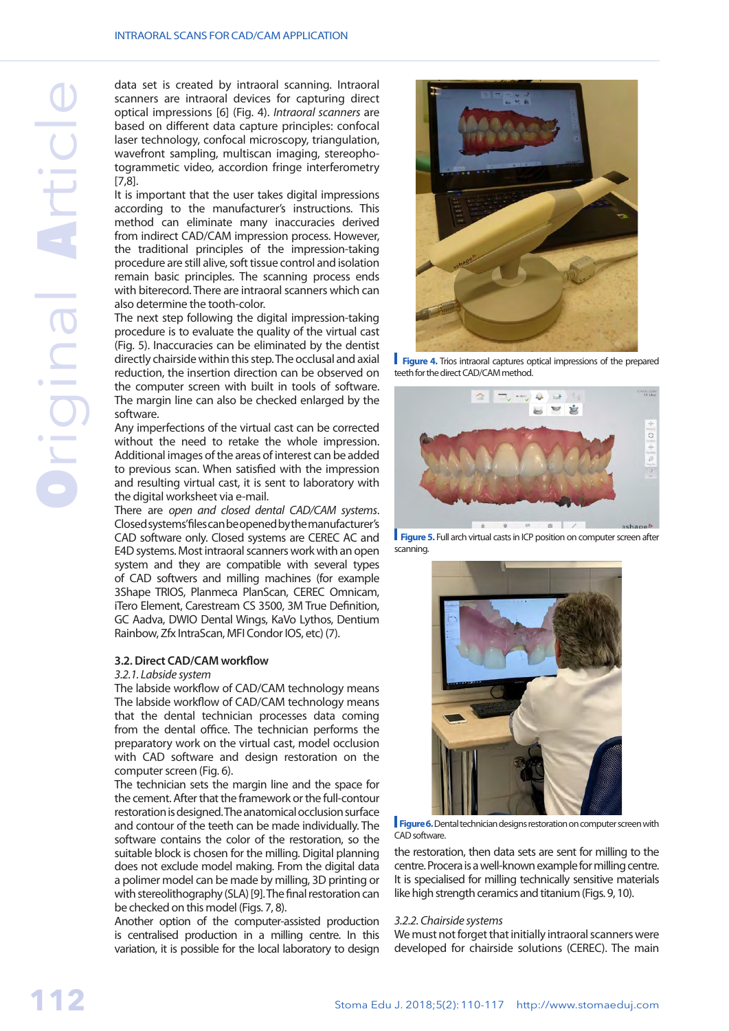data set is created by intraoral scanning. Intraoral scanners are intraoral devices for capturing direct optical impressions [6] (Fig. 4). *Intraoral scanners* are based on different data capture principles: confocal laser technology, confocal microscopy, triangulation, wavefront sampling, multiscan imaging, stereophotogrammetic video, accordion fringe interferometry [7,8].

It is important that the user takes digital impressions according to the manufacturer's instructions. This method can eliminate many inaccuracies derived from indirect CAD/CAM impression process. However, the traditional principles of the impression-taking procedure are still alive, soft tissue control and isolation remain basic principles. The scanning process ends with biterecord. There are intraoral scanners which can also determine the tooth-color.

The next step following the digital impression-taking procedure is to evaluate the quality of the virtual cast (Fig. 5). Inaccuracies can be eliminated by the dentist directly chairside within this step. The occlusal and axial reduction, the insertion direction can be observed on the computer screen with built in tools of software. The margin line can also be checked enlarged by the software.

Any imperfections of the virtual cast can be corrected without the need to retake the whole impression. Additional images of the areas of interest can be added to previous scan. When satisfied with the impression and resulting virtual cast, it is sent to laboratory with the digital worksheet via e-mail.

There are *open and closed dental CAD/CAM systems*. Closed systems' files can be opened by the manufacturer's CAD software only. Closed systems are CEREC AC and E4D systems. Most intraoral scanners work with an open system and they are compatible with several types of CAD softwers and milling machines (for example 3Shape TRIOS, Planmeca PlanScan, CEREC Omnicam, iTero Element, Carestream CS 3500, 3M True Definition, GC Aadva, DWIO Dental Wings, KaVo Lythos, Dentium Rainbow, Zfx IntraScan, MFI Condor IOS, etc) (7).

### 3.2. Direct CAD/CAM workflow

*3.2.1. Labside system*

The labside workflow of CAD/CAM technology means The labside workflow of CAD/CAM technology means that the dental technician processes data coming from the dental office. The technician performs the preparatory work on the virtual cast, model occlusion with CAD software and design restoration on the computer screen (Fig. 6).

The technician sets the margin line and the space for the cement. After that the framework or the full-contour restoration is designed. The anatomical occlusion surface and contour of the teeth can be made individually. The software contains the color of the restoration, so the suitable block is chosen for the milling. Digital planning does not exclude model making. From the digital data a polimer model can be made by milling, 3D printing or with stereolithography (SLA) [9]. The final restoration can be checked on this model (Figs. 7, 8).

Another option of the computer-assisted production is centralised production in a milling centre. In this variation, it is possible for the local laboratory to design

**Figure 4.** Trios intraoral captures optical impressions of the prepared teeth for the direct CAD/CAM method.

**Figure 5.** Full arch virtual casts in ICP position on computer screen after scanning.

**Figure 6.** Dental technician designs restoration on computer screen with CAD software.

the restoration, then data sets are sent for milling to the centre. Procera is a well-known example for milling centre. It is specialised for milling technically sensitive materials like high strength ceramics and titanium (Figs. 9, 10).

*3.2.2. Chairside systems*

We must not forget that initially intraoral scanners were developed for chairside solutions (CEREC). The main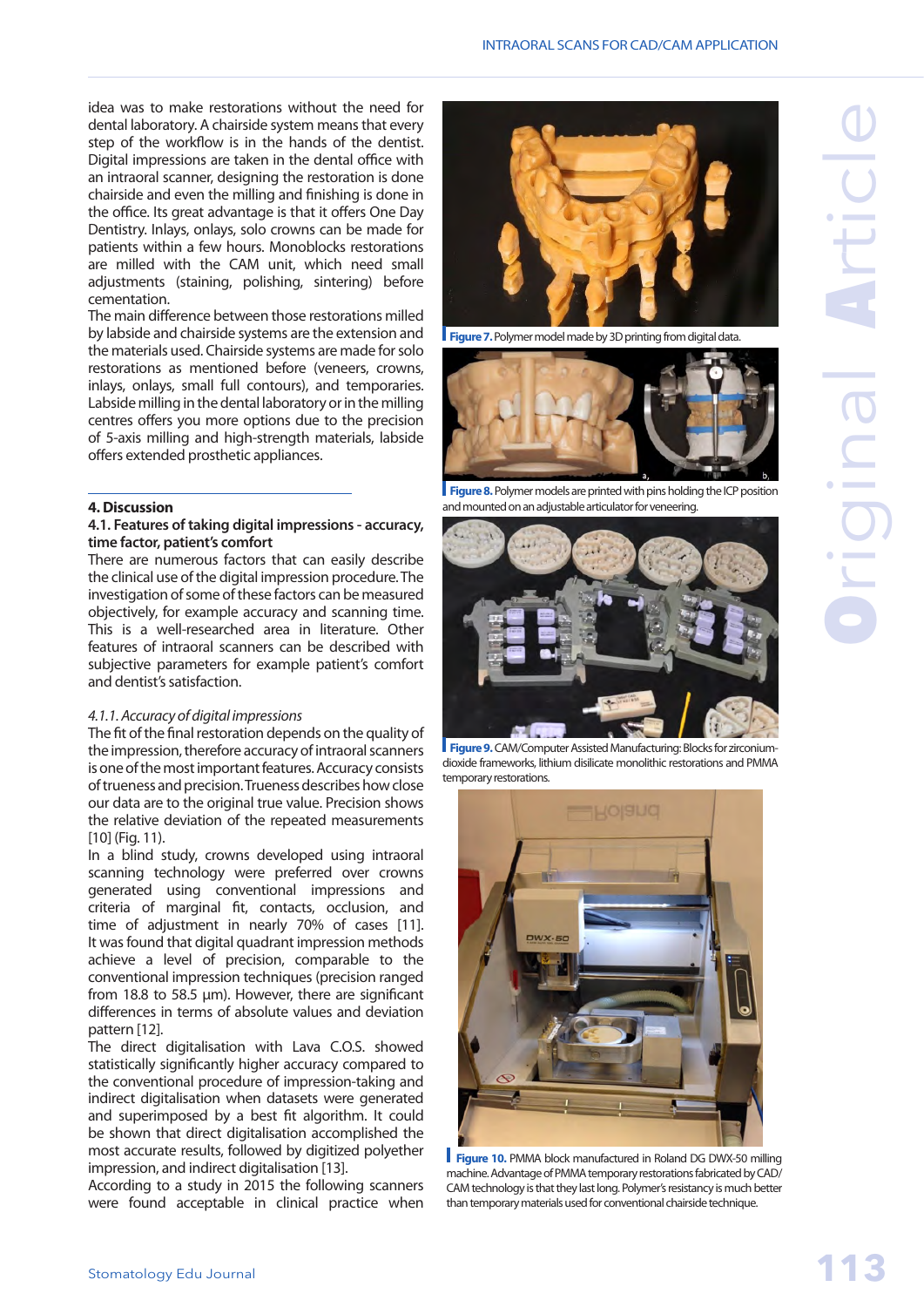idea was to make restorations without the need for dental laboratory. A chairside system means that every step of the workflow is in the hands of the dentist. Digital impressions are taken in the dental office with an intraoral scanner, designing the restoration is done chairside and even the milling and finishing is done in the office. Its great advantage is that it offers One Day Dentistry. Inlays, onlays, solo crowns can be made for patients within a few hours. Monoblocks restorations are milled with the CAM unit, which need small adjustments (staining, polishing, sintering) before cementation.

The main difference between those restorations milled by labside and chairside systems are the extension and the materials used. Chairside systems are made for solo restorations as mentioned before (veneers, crowns, inlays, onlays, small full contours), and temporaries. Labside milling in the dental laboratory or in the milling centres offers you more options due to the precision of 5-axis milling and high-strength materials, labside offers extended prosthetic appliances.

## 4. Discussion

### 4.1. Features of taking digital impressions - accuracy, time factor, patient's comfort

There are numerous factors that can easily describe the clinical use of the digital impression procedure. The investigation of some of these factors can be measured objectively, for example accuracy and scanning time. This is a well-researched area in literature. Other features of intraoral scanners can be described with subjective parameters for example patient's comfort and dentist's satisfaction.

#### *4.1.1. Accuracy of digital impressions*

The fit of the final restoration depends on the quality of the impression, therefore accuracy of intraoral scanners is one of the most important features. Accuracy consists of trueness and precision. Trueness describes how close our data are to the original true value. Precision shows the relative deviation of the repeated measurements [10] (Fig. 11).

In a blind study, crowns developed using intraoral scanning technology were preferred over crowns generated using conventional impressions and criteria of marginal fit, contacts, occlusion, and time of adjustment in nearly 70% of cases [11]. It was found that digital quadrant impression methods achieve a level of precision, comparable to the conventional impression techniques (precision ranged from 18.8 to 58.5 μm). However, there are significant differences in terms of absolute values and deviation pattern [12].

The direct digitalisation with Lava C.O.S. showed statistically significantly higher accuracy compared to the conventional procedure of impression-taking and indirect digitalisation when datasets were generated and superimposed by a best fit algorithm. It could be shown that direct digitalisation accomplished the most accurate results, followed by digitized polyether impression, and indirect digitalisation [13].

According to a study in 2015 the following scanners were found acceptable in clinical practice when

**Figure 7.** Polymer model made by 3D printing from digital data.

**Figure 8.** Polymer models are printed with pins holding the ICP position and mounted on an adjustable articulator for veneering.

**Figure 9.** CAM/Computer Assisted Manufacturing: Blocks for zirconium-dioxide frameworks, lithium disilicate monolithic restorations and PMMA temporary restorations.

**Figure 10.** PMMA block manufactured in Roland DG DWX-50 milling machine. Advantage of PMMA temporary restorations fabricated by CAD/CAM technology is that they last long. Polymer's resistancy is much better than temporary materials used for conventional chairside technique.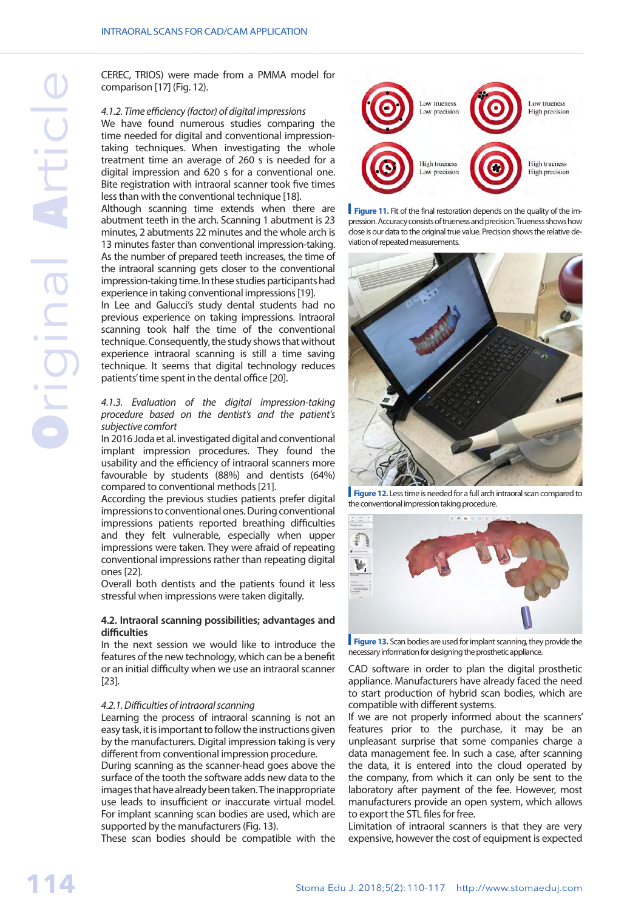CEREC, TRIOS) were made from a PMMA model for comparison [17] (Fig. 12).

*4.1.2. Time efficiency (factor) of digital impressions*

We have found numerous studies comparing the time needed for digital and conventional impression-taking techniques. When investigating the whole treatment time an average of 260 s is needed for a digital impression and 620 s for a conventional one. Bite registration with intraoral scanner took five times less than with the conventional technique [18].

Although scanning time extends when there are abutment teeth in the arch. Scanning 1 abutment is 23 minutes, 2 abutments 22 minutes and the whole arch is 13 minutes faster than conventional impression-taking. As the number of prepared teeth increases, the time of the intraoral scanning gets closer to the conventional impression-taking time. In these studies participants had experience in taking conventional impressions [19].

In Lee and Galucci's study dental students had no previous experience on taking impressions. Intraoral scanning took half the time of the conventional technique. Consequently, the study shows that without experience intraoral scanning is still a time saving technique. It seems that digital technology reduces patients' time spent in the dental office [20].

*4.1.3. Evaluation of the digital impression-taking procedure based on the dentist's and the patient's subjective comfort*

In 2016 Joda et al. investigated digital and conventional implant impression procedures. They found the usability and the efficiency of intraoral scanners more favourable by students (88%) and dentists (64%) compared to conventional methods [21].

According the previous studies patients prefer digital impressions to conventional ones. During conventional impressions patients reported breathing difficulties and they felt vulnerable, especially when upper impressions were taken. They were afraid of repeating conventional impressions rather than repeating digital ones [22].

Overall both dentists and the patients found it less stressful when impressions were taken digitally.

**4.2. Intraoral scanning possibilities; advantages and difficulties**

In the next session we would like to introduce the features of the new technology, which can be a benefit or an initial difficulty when we use an intraoral scanner [23].

*4.2.1. Difficulties of intraoral scanning*

Learning the process of intraoral scanning is not an easy task, it is important to follow the instructions given by the manufacturers. Digital impression taking is very different from conventional impression procedure.

During scanning as the scanner-head goes above the surface of the tooth the software adds new data to the images that have already been taken. The inappropriate use leads to insufficient or inaccurate virtual model. For implant scanning scan bodies are used, which are supported by the manufacturers (Fig. 13).

These scan bodies should be compatible with the CAD software in order to plan the digital prosthetic appliance. Manufacturers have already faced the need to start production of hybrid scan bodies, which are compatible with different systems.

If we are not properly informed about the scanners' features prior to the purchase, it may be an unpleasant surprise that some companies charge a data management fee. In such a case, after scanning the data, it is entered into the cloud operated by the company, from which it can only be sent to the laboratory after payment of the fee. However, most manufacturers provide an open system, which allows to export the STL files for free.

Limitation of intraoral scanners is that they are very expensive, however the cost of equipment is expected

**Figure 11.** Fit of the final restoration depends on the quality of the impression. Accuracy consists of trueness and precision. Trueness shows how close is our data to the original true value. Precision shows the relative deviation of repeated measurements.

**Figure 12.** Less time is needed for a full arch intraoral scan compared to the conventional impression taking procedure.

**Figure 13.** Scan bodies are used for implant scanning, they provide the necessary information for designing the prosthetic appliance.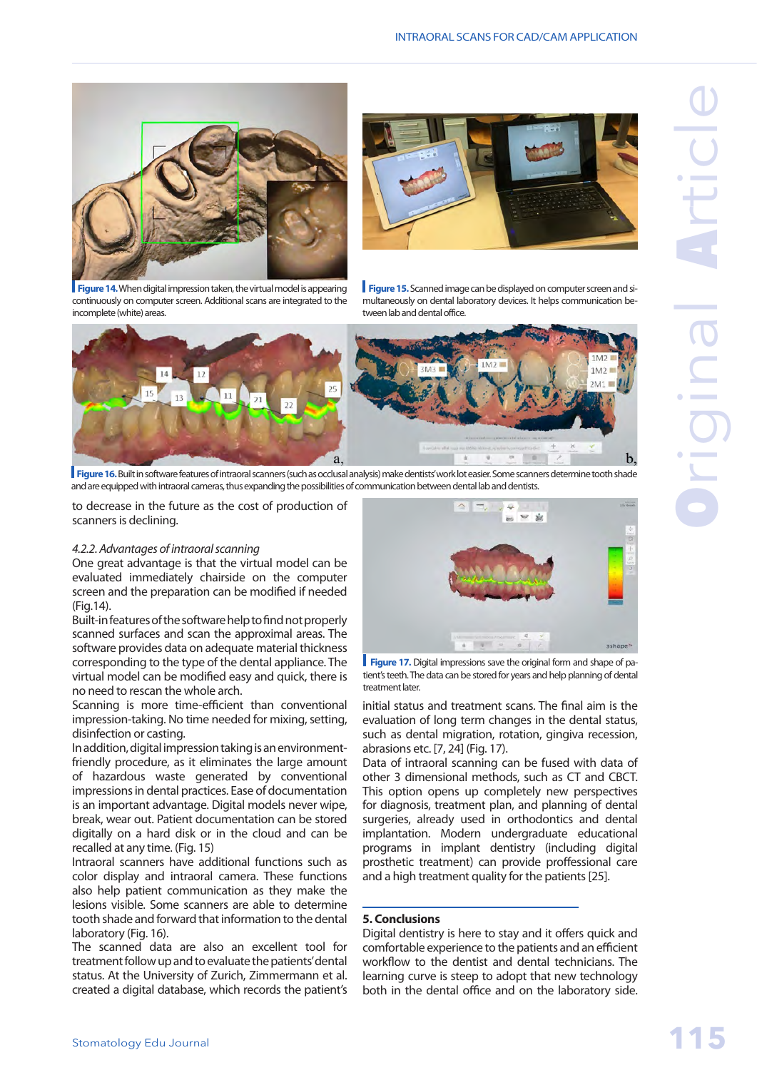Figure 14. When digital impression taken, the virtual model is appearing continuously on computer screen. Additional scans are integrated to the incomplete (white) areas.

Figure 15. Scanned image can be displayed on computer screen and simultaneously on dental laboratory devices. It helps communication between lab and dental office.

Figure 16. Built in software features of intraoral scanners (such as occlusal analysis) make dentists' work lot easier. Some scanners determine tooth shade and are equipped with intraoral cameras, thus expanding the possibilities of communication between dental lab and dentists.

to decrease in the future as the cost of production of scanners is declining.

*4.2.2. Advantages of intraoral scanning*

One great advantage is that the virtual model can be evaluated immediately chairside on the computer screen and the preparation can be modified if needed (Fig.14).

Built-in features of the software help to find not properly scanned surfaces and scan the approximal areas. The software provides data on adequate material thickness corresponding to the type of the dental appliance. The virtual model can be modified easy and quick, there is no need to rescan the whole arch.

Scanning is more time-efficient than conventional impression-taking. No time needed for mixing, setting, disinfection or casting.

In addition, digital impression taking is an environment-friendly procedure, as it eliminates the large amount of hazardous waste generated by conventional impressions in dental practices. Ease of documentation is also an important advantage. Digital models never wipe, break, wear out. Patient documentation can be stored digitally on a hard disk or in the cloud and can be recalled at any time. (Fig. 15)

Intraoral scanners have additional functions such as color display and intraoral camera. These functions also help patient communication as they make the lesions visible. Some scanners are able to determine tooth shade and forward that information to the dental laboratory (Fig. 16).

The scanned data are also an excellent tool for treatment follow up and to evaluate the patients' dental status. At the University of Zurich, Zimmermann et al. created a digital database, which records the patient's

Figure 17. Digital impressions save the original form and shape of patient's teeth. The data can be stored for years and help planning of dental treatment later.

initial status and treatment scans. The final aim is the evaluation of long term changes in the dental status, such as dental migration, rotation, gingiva recession, abrasions etc. [7, 24] (Fig. 17).

Data of intraoral scanning can be fused with data of other 3 dimensional methods, such as CT and CBCT. This option opens up completely new perspectives for diagnosis, treatment plan, and planning of dental surgeries, already used in orthodontics and dental implantation. Modern undergraduate educational programs in implant dentistry (including digital prosthetic treatment) can provide proffessional care and a high treatment quality for the patients [25].

## 5. Conclusions

Digital dentistry is here to stay and it offers quick and comfortable experience to the patients and an efficient workflow to the dentist and dental technicians. The learning curve is steep to adopt that new technology both in the dental office and on the laboratory side.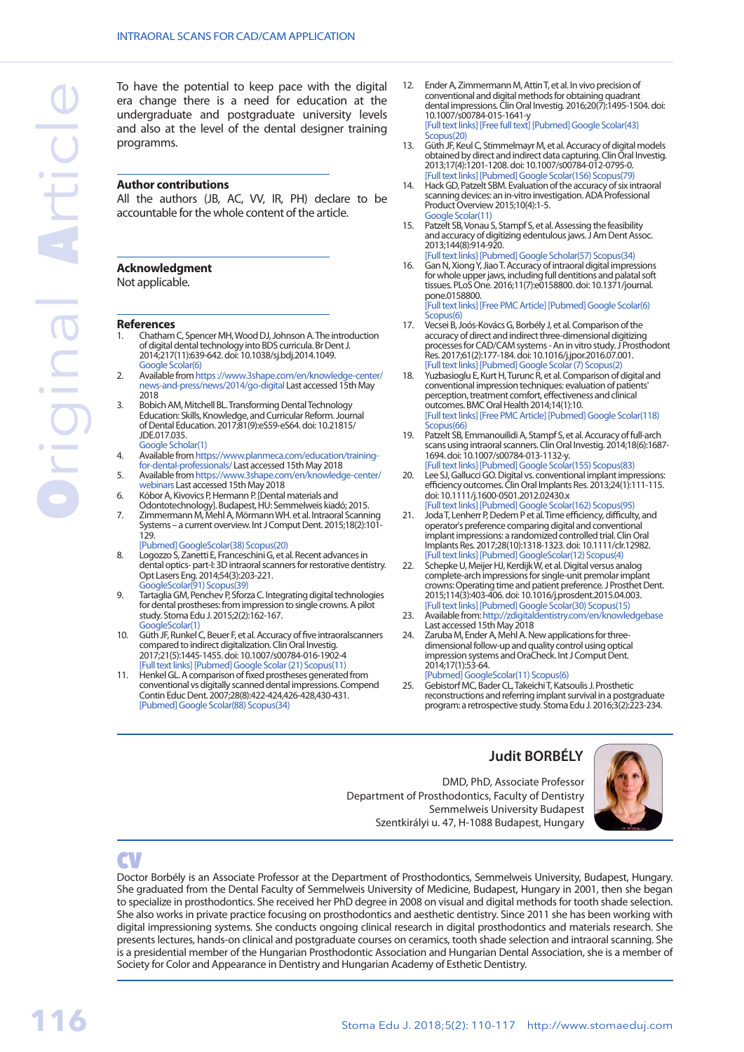To have the potential to keep pace with the digital era change there is a need for education at the undergraduate and postgraduate university levels and also at the level of the dental designer training programms.

## Author contributions

All the authors (JB, AC, VV, IR, PH) declare to be accountable for the whole content of the article.

## Acknowledgment

Not applicable.

## References

1. Chatham C, Spencer MH, Wood DJ, Johnson A. The introduction of digital dental technology into BDS curricula. Br Dent J. 2014;217(11):639-642. doi: 10.1038/sj.bdj.2014.1049. Google Scolar(6)
2. Available from https ://www.3shape.com/en/knowledge-center/news-and-press/news/2014/go-digital Last accessed 15th May 2018
3. Bobich AM, Mitchell BL. Transforming Dental Technology Education: Skills, Knowledge, and Curricular Reform. Journal of Dental Education. 2017;81(9):eS59-eS64. doi: 10.21815/JDE.017.035. Google Scholar(1)
4. Available from https://www.planmeca.com/education/training-for-dental-professionals/ Last accessed 15th May 2018
5. Available from https://www.3shape.com/en/knowledge-center/webinars Last accessed 15th May 2018
6. Kóbor A, Kivovics P, Hermann P. [Dental materials and Odontotechnology]. Budapest, HU: Semmelweis kiadó; 2015.
7. Zimmermann M, Mehl A, Mörmann WH. et al. Intraoral Scanning Systems – a current overview. Int J Comput Dent. 2015;18(2):101-129. [Pubmed] GoogleScolar(38) Scopus(20)
8. Logozzo S, Zanetti E, Franceschini G, et al. Recent advances in dental optics- part-I: 3D intraoral scanners for restorative dentistry. Opt Lasers Eng. 2014;54(3):203-221. GoogleScolar(91) Scopus(39)
9. Tartaglia GM, Penchev P, Sforza C. Integrating digital technologies for dental prostheses: from impression to single crowns. A pilot study. Stoma Edu J. 2015;2(2):162-167. GoogleScolar(1)
10. Güth JF, Runkel C, Beuer F, et al. Accuracy of five intraoralscanners compared to indirect digitalization. Clin Oral Investig. 2017;21(5):1445-1455. doi: 10.1007/s00784-016-1902-4 [Full text links] [Pubmed] Google Scolar (21) Scopus(11)
11. Henkel GL. A comparison of fixed prostheses generated from conventional vs digitally scanned dental impressions. Compend Contin Educ Dent. 2007;28(8):422-424,426-428,430-431. [Pubmed] Google Scolar(88) Scopus(34)
12. Ender A, Zimmermann M, Attin T, et al. In vivo precision of conventional and digital methods for obtaining quadrant dental impressions. Clin Oral Investig. 2016;20(7):1495-1504. doi: 10.1007/s00784-015-1641-y [Full text links] [Free full text] [Pubmed] Google Scolar(43) Scopus(20)
13. Güth JF, Keul C, Stimmelmayr M, et al. Accuracy of digital models obtained by direct and indirect data capturing. Clin Oral Investig. 2013;17(4):1201-1208. doi: 10.1007/s00784-012-0795-0. [Full text links] [Pubmed] Google Scolar(156) Scopus(79)
14. Hack GD, Patzelt SBM. Evaluation of the accuracy of six intraoral scanning devices: an in-vitro investigation. ADA Professional Product Overview 2015;10(4):1-5. Google Scolar(11)
15. Patzelt SB, Vonau S, Stampf S, et al. Assessing the feasibility and accuracy of digitizing edentulous jaws. J Am Dent Assoc. 2013;144(8):914-920. [Full text links] [Pubmed] Google Scholar(57) Scopus(34)
16. Gan N, Xiong Y, Jiao T. Accuracy of intraoral digital impressions for whole upper jaws, including full dentitions and palatal soft tissues. PLoS One. 2016;11(7):e0158800. doi: 10.1371/journal.pone.0158800. [Full text links] [Free PMC Article] [Pubmed] Google Scolar(6) Scopus(6)
17. Vecsei B, Joós-Kovács G, Borbély J, et al. Comparison of the accuracy of direct and indirect three-dimensional digitizing processes for CAD/CAM systems - An in vitro study. J Prosthodont Res. 2017;61(2):177-184. doi: 10.1016/j.jpor.2016.07.001. [Full text links] [Pubmed] Google Scolar (7) Scopus(2)
18. Yuzbasioglu E, Kurt H, Turunc R, et al. Comparison of digital and conventional impression techniques: evaluation of patients' perception, treatment comfort, effectiveness and clinical outcomes. BMC Oral Health 2014;14(1):10. [Full text links] [Free PMC Article] [Pubmed] Google Scolar(118) Scopus(66)
19. Patzelt SB, Emmanouilidi A, Stampf S, et al. Accuracy of full-arch scans using intraoral scanners. Clin Oral Investig. 2014;18(6):1687-1694. doi: 10.1007/s00784-013-1132-y. [Full text links] [Pubmed] Google Scolar(155) Scopus(83)
20. Lee SJ, Gallucci GO. Digital vs. conventional implant impressions: efficiency outcomes. Clin Oral Implants Res. 2013;24(1):111-115. doi: 10.1111/j.1600-0501.2012.02430.x [Full text links] [Pubmed] Google Scolar(162) Scopus(95)
21. Joda T, Lenherr P, Dedem P et al. Time efficiency, difficulty, and operator's preference comparing digital and conventional implant impressions: a randomized controlled trial. Clin Oral Implants Res. 2017;28(10):1318-1323. doi: 10.1111/clr.12982. [Full text links] [Pubmed] GoogleScolar(12) Scopus(4)
22. Schepke U, Meijer HJ, Kerdijk W, et al. Digital versus analog complete-arch impressions for single-unit premolar implant crowns: Operating time and patient preference. J Prosthet Dent. 2015;114(3):403-406. doi: 10.1016/j.prosdent.2015.04.003. [Full text links] [Pubmed] Google Scolar(30) Scopus(15)
23. Available from: http://zdigitaldentistry.com/en/knowledgebase Last accessed 15th May 2018
24. Zaruba M, Ender A, Mehl A. New applications for three-dimensional follow-up and quality control using optical impression systems and OraCheck. Int J Comput Dent. 2014;17(1):53-64. [Pubmed] GoogleScolar(11) Scopus(6)
25. Gebistorf MC, Bader CL, Takeichi T, Katsoulis J. Prosthetic reconstructions and referring implant survival in a postgraduate program: a retrospective study. Stoma Edu J. 2016;3(2):223-234.

## Judit BORBÉLY

DMD, PhD, Associate Professor
Department of Prosthodontics, Faculty of Dentistry
Semmelweis University Budapest
Szentkirályi u. 47, H-1088 Budapest, Hungary

## CV

Doctor Borbély is an Associate Professor at the Department of Prosthodontics, Semmelweis University, Budapest, Hungary. She graduated from the Dental Faculty of Semmelweis University of Medicine, Budapest, Hungary in 2001, then she began to specialize in prosthodontics. She received her PhD degree in 2008 on visual and digital methods for tooth shade selection. She also works in private practice focusing on prosthodontics and aesthetic dentistry. Since 2011 she has been working with digital impressioning systems. She conducts ongoing clinical research in digital prosthodontics and materials research. She presents lectures, hands-on clinical and postgraduate courses on ceramics, tooth shade selection and intraoral scanning. She is a presidential member of the Hungarian Prosthodontic Association and Hungarian Dental Association, she is a member of Society for Color and Appearance in Dentistry and Hungarian Academy of Esthetic Dentistry.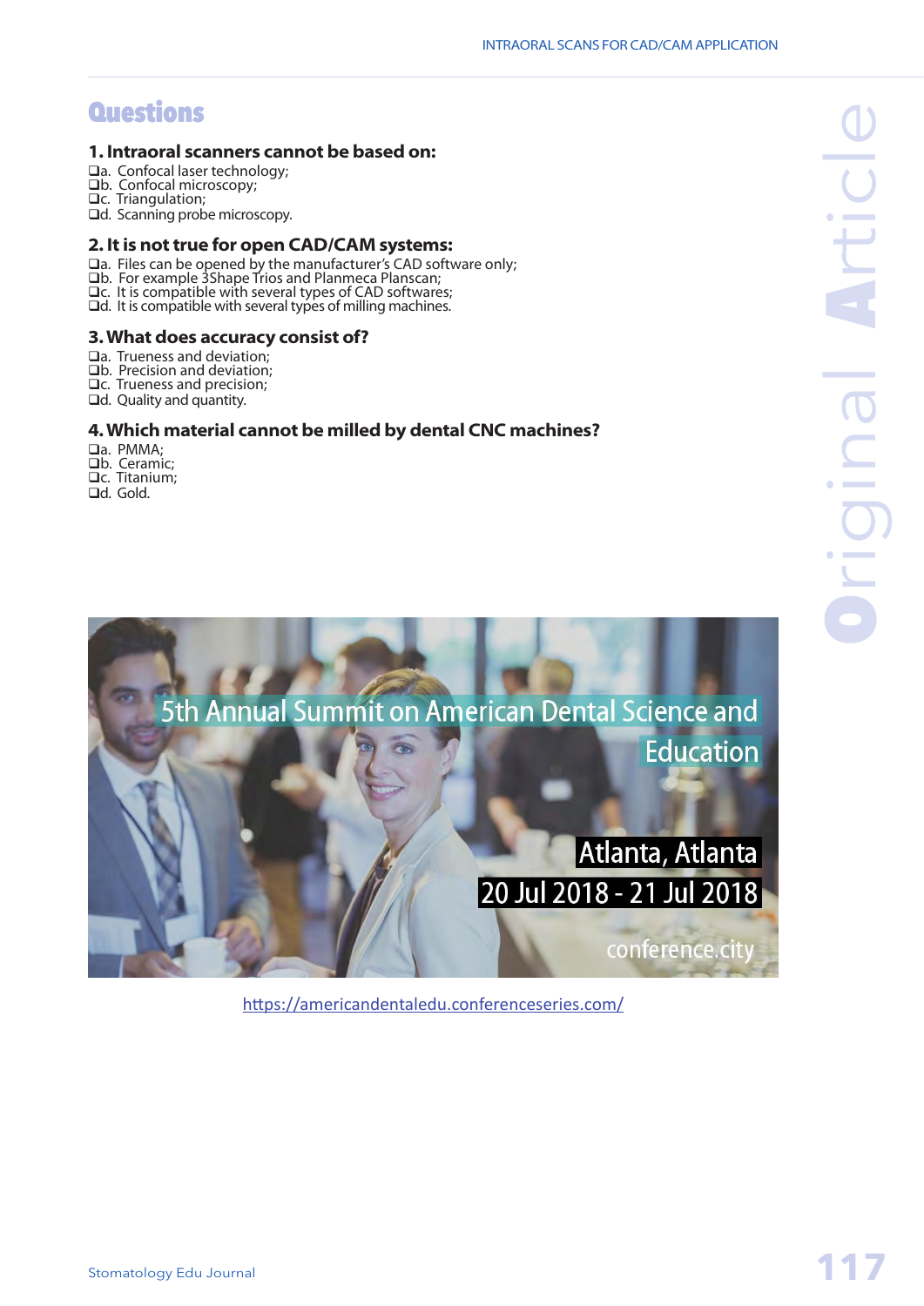## Questions

### 1. Intraoral scanners cannot be based on:

- ❑a. Confocal laser technology;
- ❑b. Confocal microscopy;
- ❑c. Triangulation;
- ❑d. Scanning probe microscopy.

### 2. It is not true for open CAD/CAM systems:

- ❑a. Files can be opened by the manufacturer's CAD software only;
- ❑b. For example 3Shape Trios and Planmeca Planscan;
- ❑c. It is compatible with several types of CAD softwares;
- ❑d. It is compatible with several types of milling machines.

### 3. What does accuracy consist of?

- ❑a. Trueness and deviation;
- ❑b. Precision and deviation;
- ❑c. Trueness and precision;
- ❑d. Quality and quantity.

### 4. Which material cannot be milled by dental CNC machines?

- ❑a. PMMA;
- ❑b. Ceramic;
- ❑c. Titanium;
- ❑d. Gold.

5th Annual Summit on American Dental Science and Education

Atlanta, Atlanta

20 Jul 2018 - 21 Jul 2018

conference.city

https://americandentaledu.conferenceseries.com/